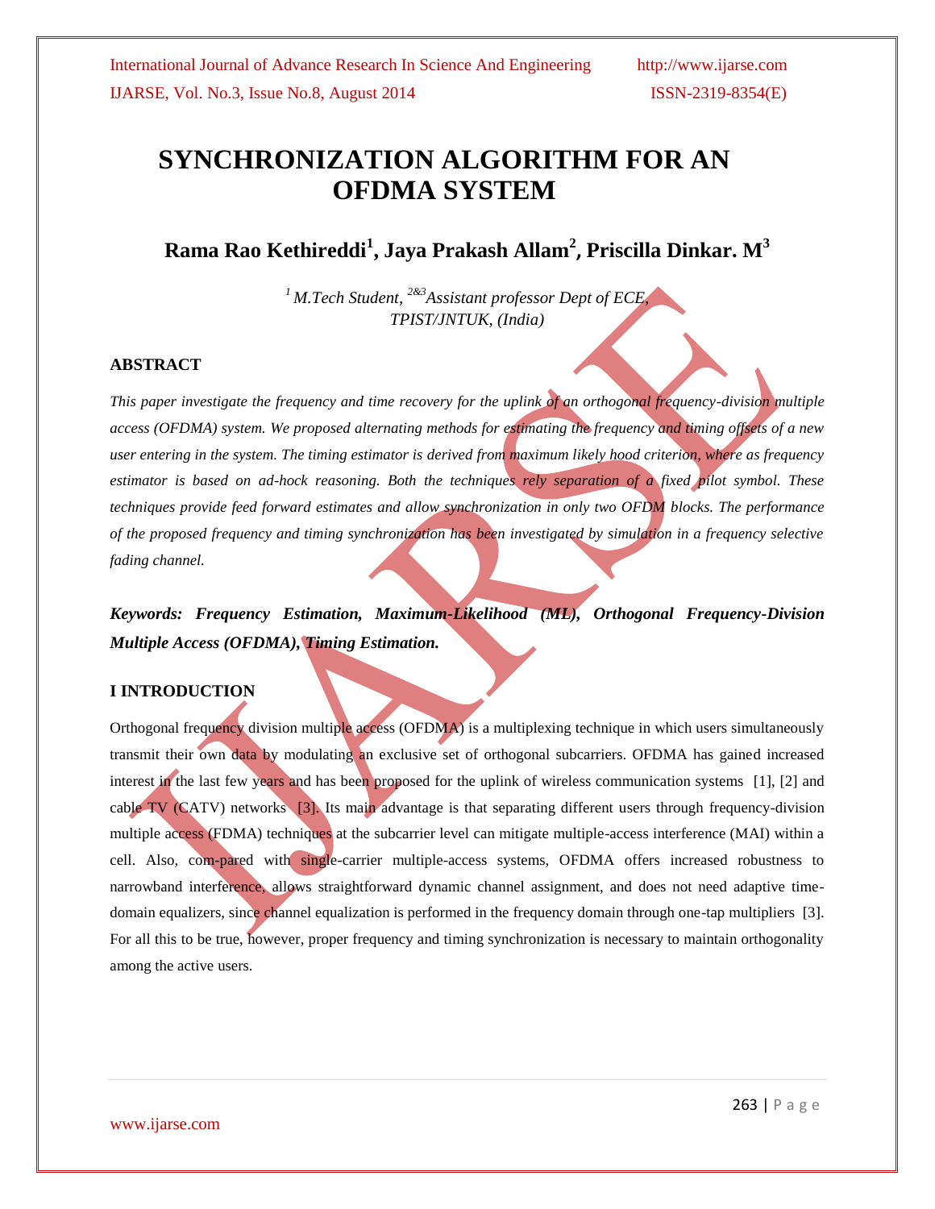# SYNCHRONIZATION ALGORITHM FOR AN OFDMA SYSTEM

**Rama Rao Kethireddi[1], Jaya Prakash Allam[2], Priscilla Dinkar. M[3]**

*[1] M.Tech Student, [2&3] Assistant professor Dept of ECE,*
*TPIST/JNTUK, (India)*

### ABSTRACT

*This paper investigate the frequency and time recovery for the uplink of an orthogonal frequency-division multiple access (OFDMA) system. We proposed alternating methods for estimating the frequency and timing offsets of a new user entering in the system. The timing estimator is derived from maximum likely hood criterion, where as frequency estimator is based on ad-hock reasoning. Both the techniques rely separation of a fixed pilot symbol. These techniques provide feed forward estimates and allow synchronization in only two OFDM blocks. The performance of the proposed frequency and timing synchronization has been investigated by simulation in a frequency selective fading channel.*

***Keywords: Frequency Estimation, Maximum-Likelihood (ML), Orthogonal Frequency-Division Multiple Access (OFDMA), Timing Estimation.***

### I INTRODUCTION

Orthogonal frequency division multiple access (OFDMA) is a multiplexing technique in which users simultaneously transmit their own data by modulating an exclusive set of orthogonal subcarriers. OFDMA has gained increased interest in the last few years and has been proposed for the uplink of wireless communication systems [1], [2] and cable TV (CATV) networks [3]. Its main advantage is that separating different users through frequency-division multiple access (FDMA) techniques at the subcarrier level can mitigate multiple-access interference (MAI) within a cell. Also, com-pared with single-carrier multiple-access systems, OFDMA offers increased robustness to narrowband interference, allows straightforward dynamic channel assignment, and does not need adaptive time-domain equalizers, since channel equalization is performed in the frequency domain through one-tap multipliers [3]. For all this to be true, however, proper frequency and timing synchronization is necessary to maintain orthogonality among the active users.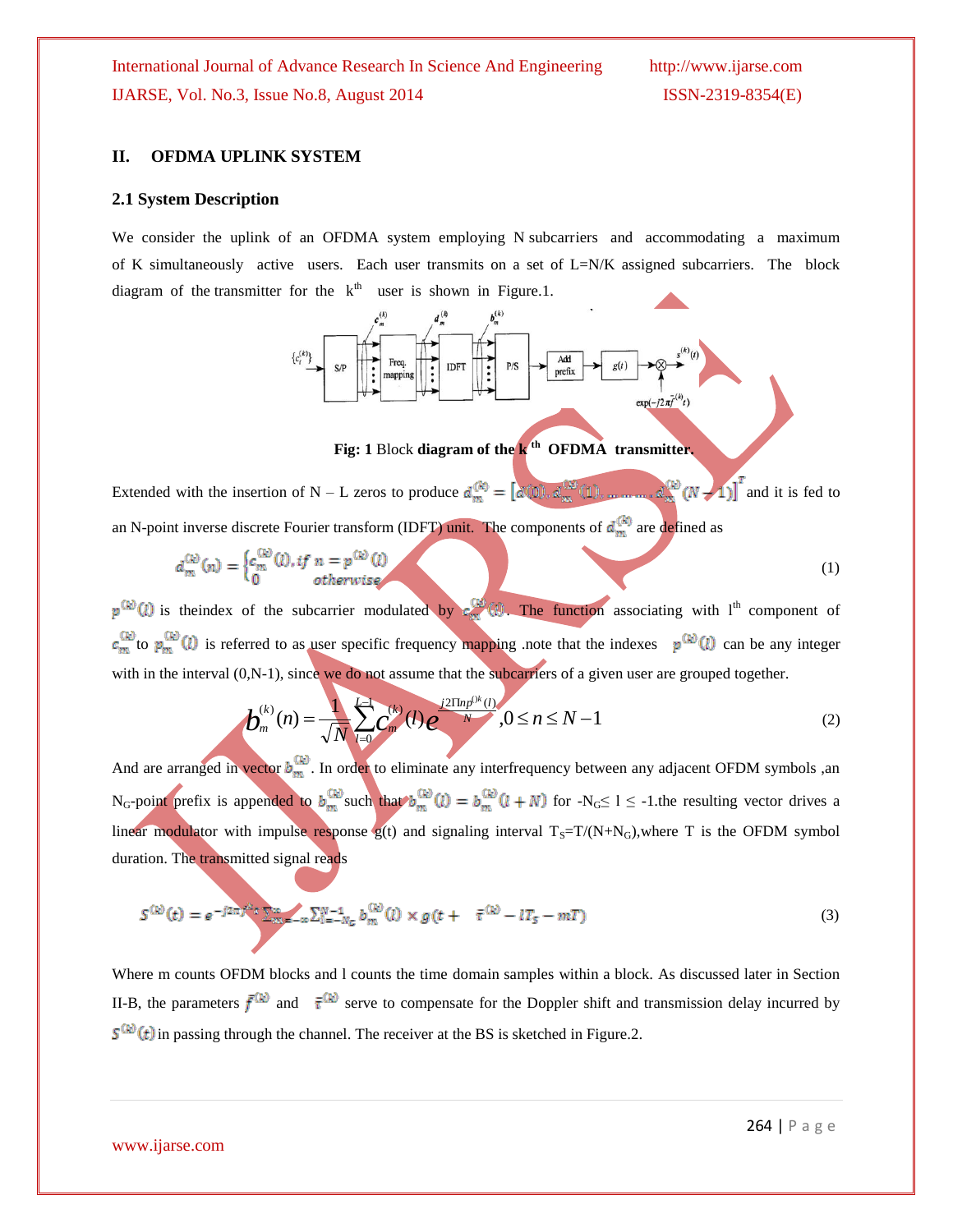## II. OFDMA UPLINK SYSTEM

### 2.1 System Description

We consider the uplink of an OFDMA system employing N subcarriers and accommodating a maximum of K simultaneously active users. Each user transmits on a set of L=N/K assigned subcarriers. The block diagram of the transmitter for the $k^{th}$ user is shown in Figure.1.

**Fig: 1** Block **diagram of the $k^{th}$ OFDMA transmitter.**

Extended with the insertion of N – L zeros to produce $d_m^{(k)} = [d(0), d_m^{(k)}(1), \ldots\ldots, d_m^{(k)}(N-1)]^T$ and it is fed to an N-point inverse discrete Fourier transform (IDFT) unit. The components of $d_m^{(k)}$ are defined as

$$d_m^{(k)}(n) = \begin{cases} c_m^{(k)}(l), if\ n = p^{(k)}(l) \\ 0 \qquad\qquad otherwise \end{cases} \tag{1}$$

$p^{(k)}(l)$ is theindex of the subcarrier modulated by $c_m^{(k)}(l)$. The function associating with $l^{th}$ component of $c_m^{(k)}$ to $p_m^{(k)}(l)$ is referred to as user specific frequency mapping .note that the indexes $p^{(k)}(l)$ can be any integer with in the interval (0,N-1), since we do not assume that the subcarriers of a given user are grouped together.

$$b_m^{(k)}(n) = \frac{1}{\sqrt{N}} \sum_{l=0}^{L-1} c_m^{(k)}(l) e^{\frac{j2\Pi np^{(k)}(l)}{N}}, 0 \le n \le N-1 \tag{2}$$

And are arranged in vector $b_m^{(k)}$. In order to eliminate any interfrequency between any adjacent OFDM symbols ,an $N_G$-point prefix is appended to $b_m^{(k)}$ such that $b_m^{(k)}(l) = b_m^{(k)}(l+N)$ for $-N_G \le l \le -1$.the resulting vector drives a linear modulator with impulse response g(t) and signaling interval $T_S = T/(N+N_G)$,where T is the OFDM symbol duration. The transmitted signal reads

$$s^{(k)}(t) = e^{-j2\pi \tilde{f}^{(k)} t} \sum_{m=-\infty}^{\infty} \sum_{l=-N_G}^{N-1} b_m^{(k)}(l) \times g(t + \tilde{\tau}^{(k)} - lT_S - mT) \tag{3}$$

Where m counts OFDM blocks and l counts the time domain samples within a block. As discussed later in Section II-B, the parameters $\tilde{f}^{(k)}$ and $\tilde{\tau}^{(k)}$ serve to compensate for the Doppler shift and transmission delay incurred by $s^{(k)}(t)$ in passing through the channel. The receiver at the BS is sketched in Figure.2.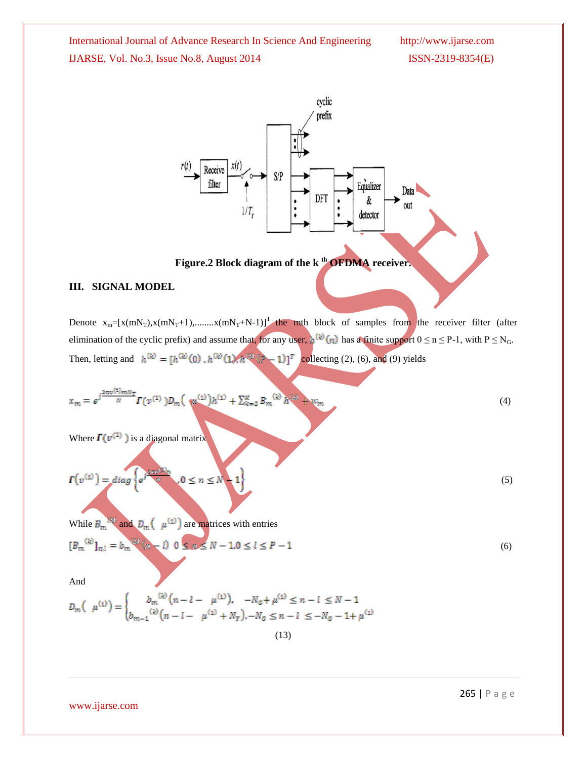Figure.2 Block diagram of the k [th] OFDMA receiver.

## III. SIGNAL MODEL

Denote $x_m=[x(mN_T),x(mN_T+1),........x(mN_T+N-1)]^T$ the mth block of samples from the receiver filter (after elimination of the cyclic prefix) and assume that, for any user, $h^{(k)}(n)$ has a finite support $0 \le n \le P-1$, with $P \le N_G$. Then, letting and $h^{(k)} = [h^{(k)}(0), h^{(k)}(1), h^{(k)}(P-1)]^T$ collecting (2), (6), and (9) yields

$$x_m = e^{j\frac{2\pi v^{(1)} m N_T}{N}} \Gamma(v^{(1)}) D_m(\mu^{(1)}) h^{(1)} + \sum_{k=2}^{K} B_m^{(k)} h^{(k)} + w_m \tag{4}$$

Where $\Gamma(v^{(1)})$ is a diagonal matrix

$$\Gamma(v^{(1)}) = diag\left\{ e^{j\frac{2\pi v^{(1)} n}{N}}, 0 \le n \le N-1 \right\} \tag{5}$$

While $B_m^{(k)}$ and $D_m(\mu^{(1)})$ are matrices with entries

$$[B_m^{(k)}]_{n,l} = b_m^{(k)}(n-l) \quad 0 \le n \le N-1, 0 \le l \le P-1 \tag{6}$$

And

$$D_m(\mu^{(1)}) = \begin{cases} b_m^{(k)}(n-l-\mu^{(1)}), & -N_G+\mu^{(1)} \le n-l \le N-1 \\ b_{m-1}^{(k)}(n-l-\mu^{(1)}+N_T), & -N_G \le n-l \le -N_G-1+\mu^{(1)} \end{cases}$$

(13)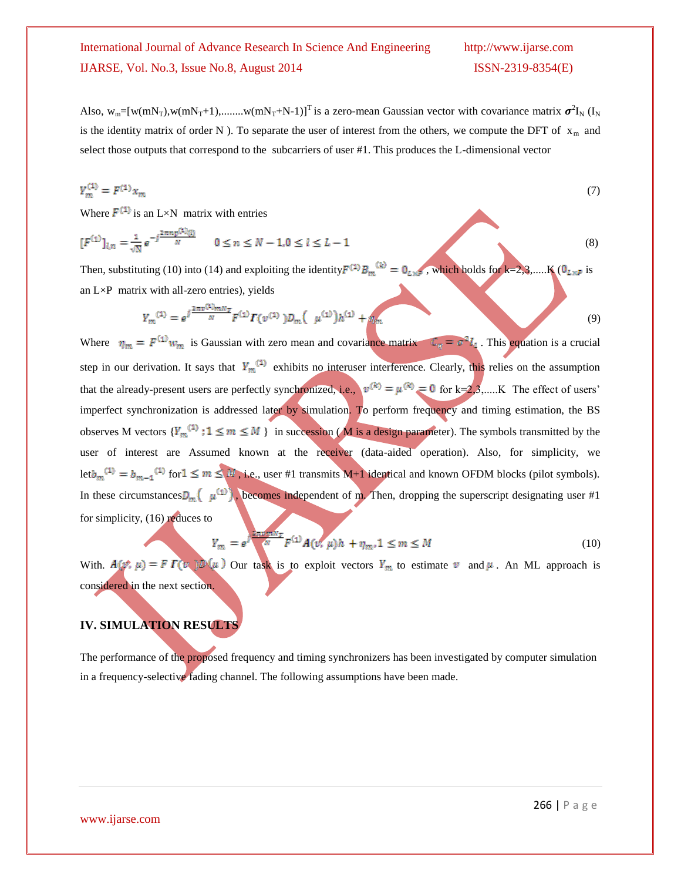Also, $w_m=[w(mN_T),w(mN_T+1),........w(mN_T+N-1)]^T$ is a zero-mean Gaussian vector with covariance matrix $\boldsymbol{\sigma}^2 I_N$ ($I_N$ is the identity matrix of order N ). To separate the user of interest from the others, we compute the DFT of $x_m$ and select those outputs that correspond to the subcarriers of user #1. This produces the L-dimensional vector

$$Y_m^{(1)} = F^{(1)} x_m \tag{7}$$

Where $F^{(1)}$ is an L×N matrix with entries

$$[F^{(1)}]_{l,n} = \frac{1}{\sqrt{N}} e^{-j\frac{2\pi n p^{(1)}(l)}{N}} \qquad 0 \le n \le N-1, 0 \le l \le L-1 \tag{8}$$

Then, substituting (10) into (14) and exploiting the identity $F^{(1)} B_m^{(k)} = 0_{L\times P}$ , which holds for k=2,3,.....K ($0_{L\times P}$ is an L×P matrix with all-zero entries), yields

$$Y_m^{(1)} = e^{j\frac{2\pi v^{(1)} m N_T}{N}} F^{(1)} \Gamma(v^{(1)}) D_m(\mu^{(1)}) h^{(1)} + \eta_m \tag{9}$$

Where $\eta_m = F^{(1)} w_m$ is Gaussian with zero mean and covariance matrix $C_\eta = \sigma^2 I_L$ . This equation is a crucial step in our derivation. It says that $Y_m^{(1)}$ exhibits no interuser interference. Clearly, this relies on the assumption that the already-present users are perfectly synchronized, i.e., $v^{(k)} = \mu^{(k)} = 0$ for k=2,3,.....K The effect of users' imperfect synchronization is addressed later by simulation. To perform frequency and timing estimation, the BS observes M vectors $\{Y_m^{(1)}; 1 \le m \le M\}$ in succession ( M is a design parameter). The symbols transmitted by the user of interest are Assumed known at the receiver (data-aided operation). Also, for simplicity, we let $b_m^{(1)} = b_{m-1}^{(1)}$ for $1 \le m \le M$ , i.e., user #1 transmits M+1 identical and known OFDM blocks (pilot symbols). In these circumstances $D_m(\mu^{(1)})$ , becomes independent of m. Then, dropping the superscript designating user #1 for simplicity, (16) reduces to

$$Y_m = e^{j\frac{2\pi v m N_T}{N}} F^{(1)} A(v, \mu) h + \eta_m, 1 \le m \le M \tag{10}$$

With. $A(v, \mu) = F\,\Gamma(v)D(\mu)$ Our task is to exploit vectors $Y_m$ to estimate $v$ and $\mu$ . An ML approach is considered in the next section.

## IV. SIMULATION RESULTS

The performance of the proposed frequency and timing synchronizers has been investigated by computer simulation in a frequency-selective fading channel. The following assumptions have been made.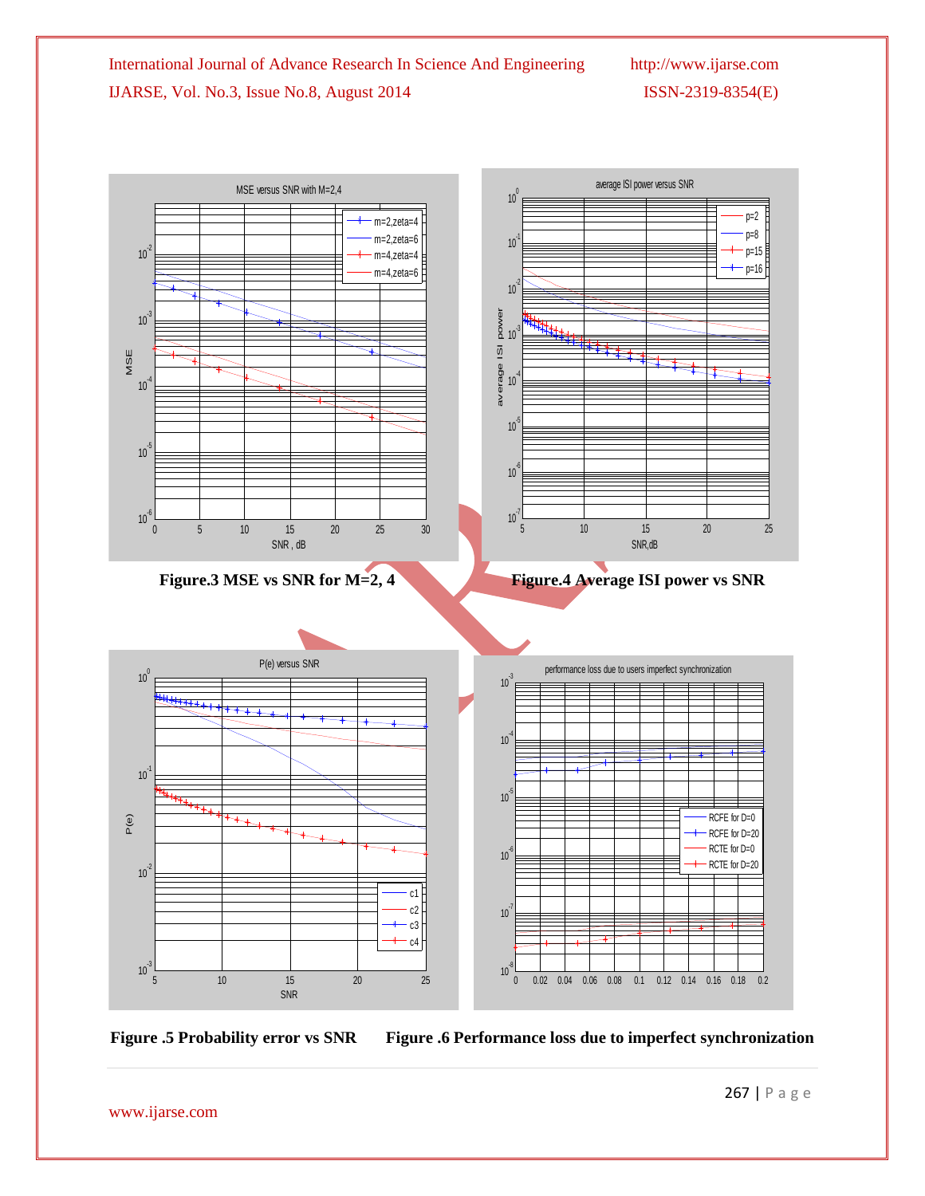**Figure.3 MSE vs SNR for M=2, 4**

**Figure.4 Average ISI power vs SNR**

**Figure .5 Probability error vs SNR**

**Figure .6 Performance loss due to imperfect synchronization**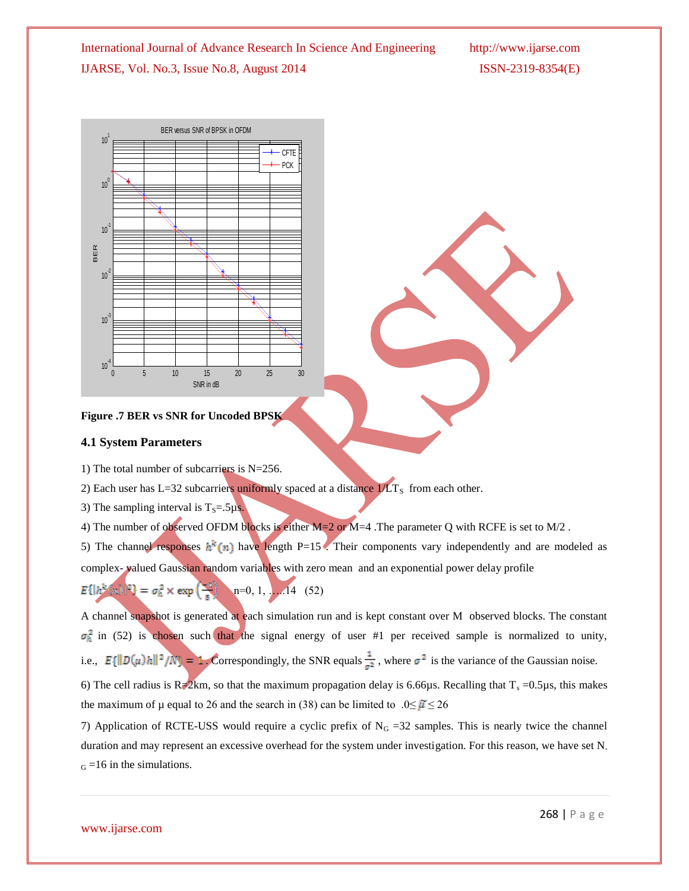**Figure .7 BER vs SNR for Uncoded BPSK**

### 4.1 System Parameters

1) The total number of subcarriers is N=256.

2) Each user has L=32 subcarriers uniformly spaced at a distance $1/LT_S$ from each other.

3) The sampling interval is $T_S$=.5μs.

4) The number of observed OFDM blocks is either M=2 or M=4 .The parameter Q with RCFE is set to M/2 .

5) The channel responses $h^k(n)$ have length P=15 . Their components vary independently and are modeled as complex- valued Gaussian random variables with zero mean and an exponential power delay profile

$$E\{|h^k(n)|^2\} = \sigma_h^2 \times \exp\left(\frac{-n}{5}\right) \quad n=0, 1, \ldots 14 \quad (52)$$

A channel snapshot is generated at each simulation run and is kept constant over M observed blocks. The constant $\sigma_h^2$ in (52) is chosen such that the signal energy of user #1 per received sample is normalized to unity, i.e., $E\{\|D(\mu)h\|^2/N\} = 1$. Correspondingly, the SNR equals $\frac{1}{\sigma^2}$, where $\sigma^2$ is the variance of the Gaussian noise.

6) The cell radius is R=2km, so that the maximum propagation delay is 6.66μs. Recalling that $T_s$ =0.5μs, this makes the maximum of μ equal to 26 and the search in (38) can be limited to $0 \leq \tilde{\mu} \leq 26$

7) Application of RCTE-USS would require a cyclic prefix of $N_G$ =32 samples. This is nearly twice the channel duration and may represent an excessive overhead for the system under investigation. For this reason, we have set $N_G$ =16 in the simulations.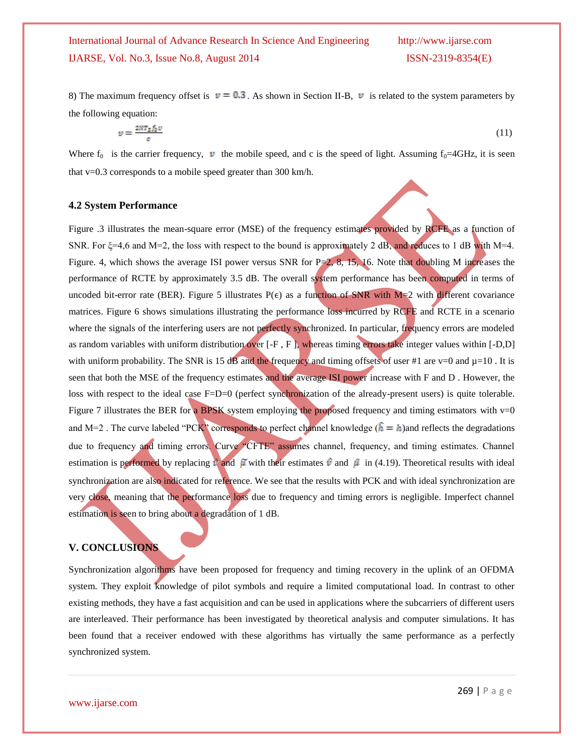8) The maximum frequency offset is $v = 0.3$. As shown in Section II-B, $v$ is related to the system parameters by the following equation:

$$v = \frac{2NT_S f_0 v}{c} \tag{11}$$

Where $f_0$ is the carrier frequency, $v$ the mobile speed, and c is the speed of light. Assuming $f_0$=4GHz, it is seen that v=0.3 corresponds to a mobile speed greater than 300 km/h.

### 4.2 System Performance

Figure .3 illustrates the mean-square error (MSE) of the frequency estimates provided by RCFE as a function of SNR. For ξ=4,6 and M=2, the loss with respect to the bound is approximately 2 dB, and reduces to 1 dB with M=4. Figure. 4, which shows the average ISI power versus SNR for P=2, 8, 15, 16. Note that doubling M increases the performance of RCTE by approximately 3.5 dB. The overall system performance has been computed in terms of uncoded bit-error rate (BER). Figure 5 illustrates P(ϵ) as a function of SNR with M=2 with different covariance matrices. Figure 6 shows simulations illustrating the performance loss incurred by RCFE and RCTE in a scenario where the signals of the interfering users are not perfectly synchronized. In particular, frequency errors are modeled as random variables with uniform distribution over [-F , F ], whereas timing errors take integer values within [-D,D] with uniform probability. The SNR is 15 dB and the frequency and timing offsets of user #1 are v=0 and μ=10 . It is seen that both the MSE of the frequency estimates and the average ISI power increase with F and D . However, the loss with respect to the ideal case F=D=0 (perfect synchronization of the already-present users) is quite tolerable. Figure 7 illustrates the BER for a BPSK system employing the proposed frequency and timing estimators with v=0 and M=2 . The curve labeled "PCK" corresponds to perfect channel knowledge ($\hat{h} = h$)and reflects the degradations due to frequency and timing errors. Curve "CFTE" assumes channel, frequency, and timing estimates. Channel estimation is performed by replacing $v$ and $\mu$ with their estimates $\hat{v}$ and $\hat{\mu}$ in (4.19). Theoretical results with ideal synchronization are also indicated for reference. We see that the results with PCK and with ideal synchronization are very close, meaning that the performance loss due to frequency and timing errors is negligible. Imperfect channel estimation is seen to bring about a degradation of 1 dB.

## V. CONCLUSIONS

Synchronization algorithms have been proposed for frequency and timing recovery in the uplink of an OFDMA system. They exploit knowledge of pilot symbols and require a limited computational load. In contrast to other existing methods, they have a fast acquisition and can be used in applications where the subcarriers of different users are interleaved. Their performance has been investigated by theoretical analysis and computer simulations. It has been found that a receiver endowed with these algorithms has virtually the same performance as a perfectly synchronized system.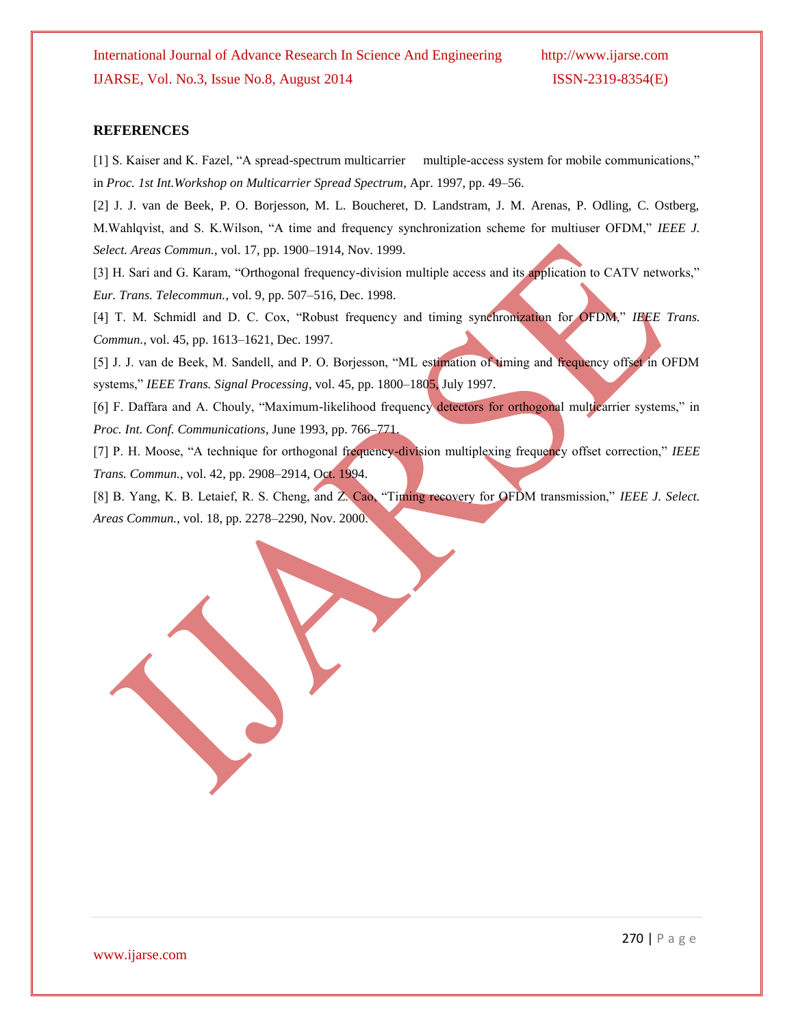## REFERENCES

[1] S. Kaiser and K. Fazel, "A spread-spectrum multicarrier multiple-access system for mobile communications," in *Proc. 1st Int.Workshop on Multicarrier Spread Spectrum*, Apr. 1997, pp. 49–56.

[2] J. J. van de Beek, P. O. Borjesson, M. L. Boucheret, D. Landstram, J. M. Arenas, P. Odling, C. Ostberg, M.Wahlqvist, and S. K.Wilson, "A time and frequency synchronization scheme for multiuser OFDM," *IEEE J. Select. Areas Commun.*, vol. 17, pp. 1900–1914, Nov. 1999.

[3] H. Sari and G. Karam, "Orthogonal frequency-division multiple access and its application to CATV networks," *Eur. Trans. Telecommun.*, vol. 9, pp. 507–516, Dec. 1998.

[4] T. M. Schmidl and D. C. Cox, "Robust frequency and timing synchronization for OFDM," *IEEE Trans. Commun.*, vol. 45, pp. 1613–1621, Dec. 1997.

[5] J. J. van de Beek, M. Sandell, and P. O. Borjesson, "ML estimation of timing and frequency offset in OFDM systems," *IEEE Trans. Signal Processing*, vol. 45, pp. 1800–1805, July 1997.

[6] F. Daffara and A. Chouly, "Maximum-likelihood frequency detectors for orthogonal multicarrier systems," in *Proc. Int. Conf. Communications*, June 1993, pp. 766–771.

[7] P. H. Moose, "A technique for orthogonal frequency-division multiplexing frequency offset correction," *IEEE Trans. Commun.*, vol. 42, pp. 2908–2914, Oct. 1994.

[8] B. Yang, K. B. Letaief, R. S. Cheng, and Z. Cao, "Timing recovery for OFDM transmission," *IEEE J. Select. Areas Commun.*, vol. 18, pp. 2278–2290, Nov. 2000.